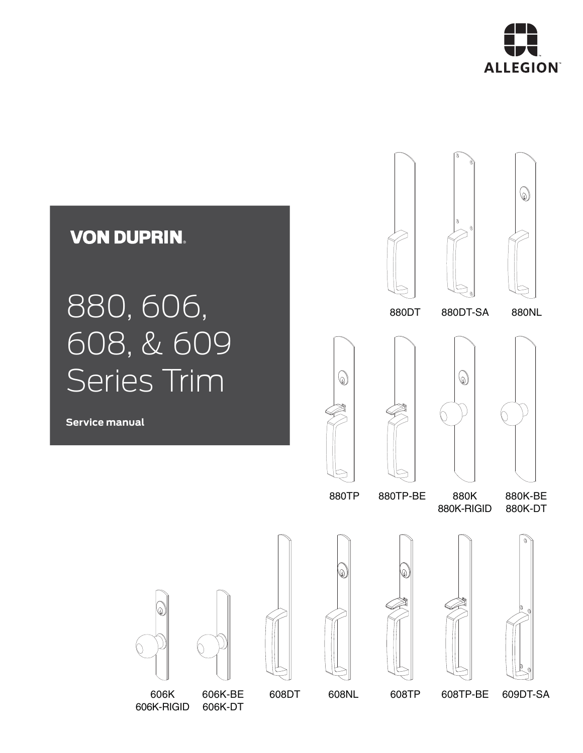ALLEGION

**VON DUPRIN**

# 880, 606, 608, & 609 Series Trim

**Service manual**

880DT

880DT-SA

880NL

880TP

880TP-BE

880K
880K-RIGID

880K-BE
880K-DT

606K
606K-RIGID

606K-BE
606K-DT

608DT

608NL

608TP

608TP-BE

609DT-SA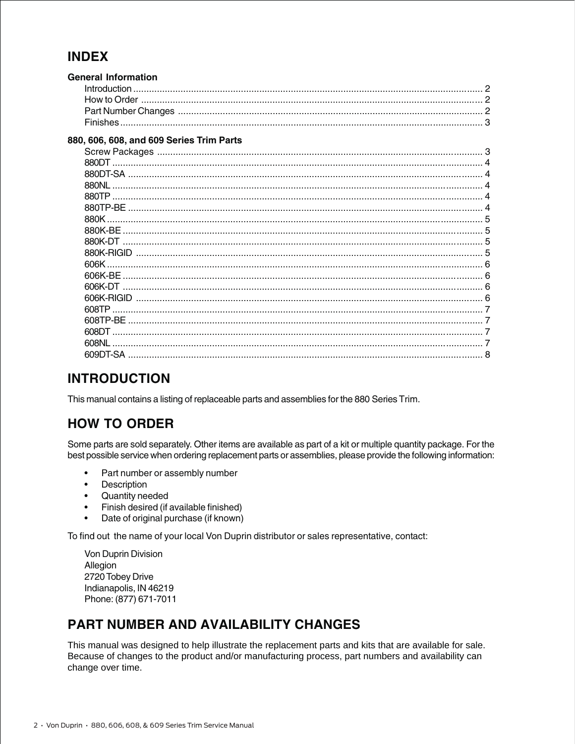# INDEX

### General Information

- Introduction ... 2
- How to Order ... 2
- Part Number Changes ... 2
- Finishes ... 3

### 880, 606, 608, and 609 Series Trim Parts

- Screw Packages ... 3
- 880DT ... 4
- 880DT-SA ... 4
- 880NL ... 4
- 880TP ... 4
- 880TP-BE ... 4
- 880K ... 5
- 880K-BE ... 5
- 880K-DT ... 5
- 880K-RIGID ... 5
- 606K ... 6
- 606K-BE ... 6
- 606K-DT ... 6
- 606K-RIGID ... 6
- 608TP ... 7
- 608TP-BE ... 7
- 608DT ... 7
- 608NL ... 7
- 609DT-SA ... 8

# INTRODUCTION

This manual contains a listing of replaceable parts and assemblies for the 880 Series Trim.

# HOW TO ORDER

Some parts are sold separately. Other items are available as part of a kit or multiple quantity package. For the best possible service when ordering replacement parts or assemblies, please provide the following information:

- Part number or assembly number
- Description
- Quantity needed
- Finish desired (if available finished)
- Date of original purchase (if known)

To find out the name of your local Von Duprin distributor or sales representative, contact:

Von Duprin Division
Allegion
2720 Tobey Drive
Indianapolis, IN 46219
Phone: (877) 671-7011

# PART NUMBER AND AVAILABILITY CHANGES

This manual was designed to help illustrate the replacement parts and kits that are available for sale. Because of changes to the product and/or manufacturing process, part numbers and availability can change over time.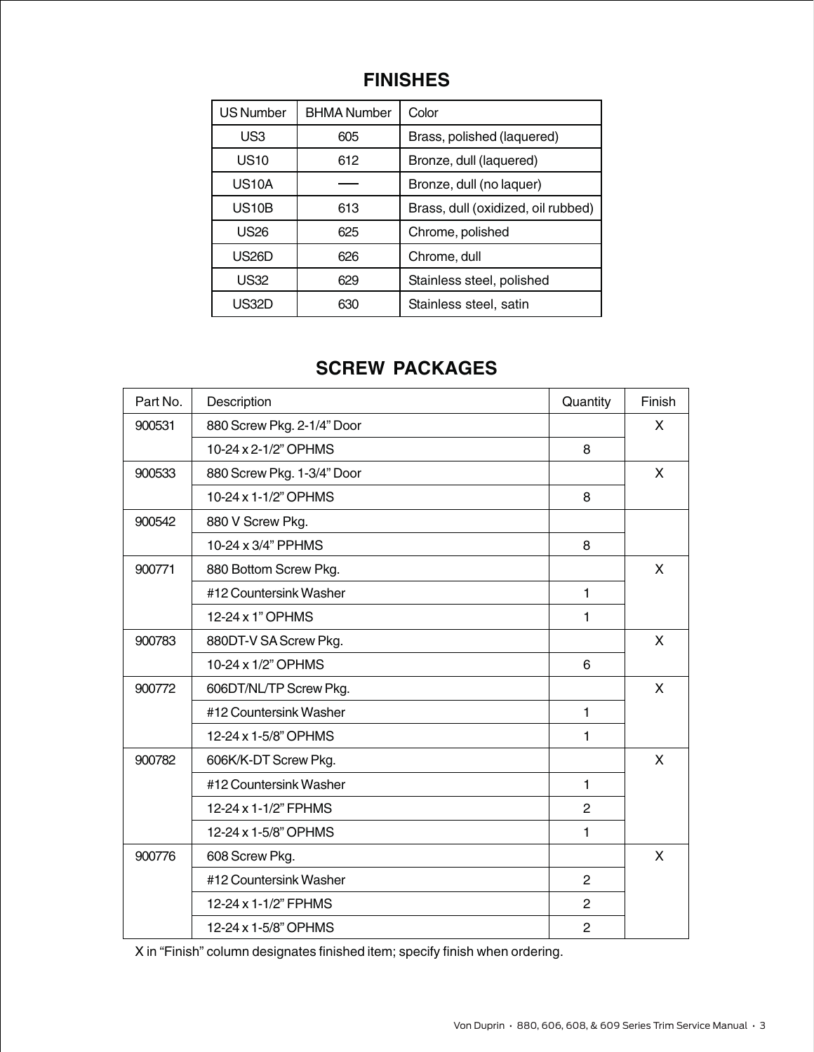## FINISHES

| US Number | BHMA Number | Color |
|---|---|---|
| US3 | 605 | Brass, polished (laquered) |
| US10 | 612 | Bronze, dull (laquered) |
| US10A | — | Bronze, dull (no laquer) |
| US10B | 613 | Brass, dull (oxidized, oil rubbed) |
| US26 | 625 | Chrome, polished |
| US26D | 626 | Chrome, dull |
| US32 | 629 | Stainless steel, polished |
| US32D | 630 | Stainless steel, satin |

## SCREW PACKAGES

| Part No. | Description | Quantity | Finish |
|---|---|---|---|
| 900531 | 880 Screw Pkg. 2-1/4" Door | | X |
| | 10-24 x 2-1/2" OPHMS | 8 | |
| 900533 | 880 Screw Pkg. 1-3/4" Door | | X |
| | 10-24 x 1-1/2" OPHMS | 8 | |
| 900542 | 880 V Screw Pkg. | | |
| | 10-24 x 3/4" PPHMS | 8 | |
| 900771 | 880 Bottom Screw Pkg. | | X |
| | #12 Countersink Washer | 1 | |
| | 12-24 x 1" OPHMS | 1 | |
| 900783 | 880DT-V SA Screw Pkg. | | X |
| | 10-24 x 1/2" OPHMS | 6 | |
| 900772 | 606DT/NL/TP Screw Pkg. | | X |
| | #12 Countersink Washer | 1 | |
| | 12-24 x 1-5/8" OPHMS | 1 | |
| 900782 | 606K/K-DT Screw Pkg. | | X |
| | #12 Countersink Washer | 1 | |
| | 12-24 x 1-1/2" FPHMS | 2 | |
| | 12-24 x 1-5/8" OPHMS | 1 | |
| 900776 | 608 Screw Pkg. | | X |
| | #12 Countersink Washer | 2 | |
| | 12-24 x 1-1/2" FPHMS | 2 | |
| | 12-24 x 1-5/8" OPHMS | 2 | |

X in "Finish" column designates finished item; specify finish when ordering.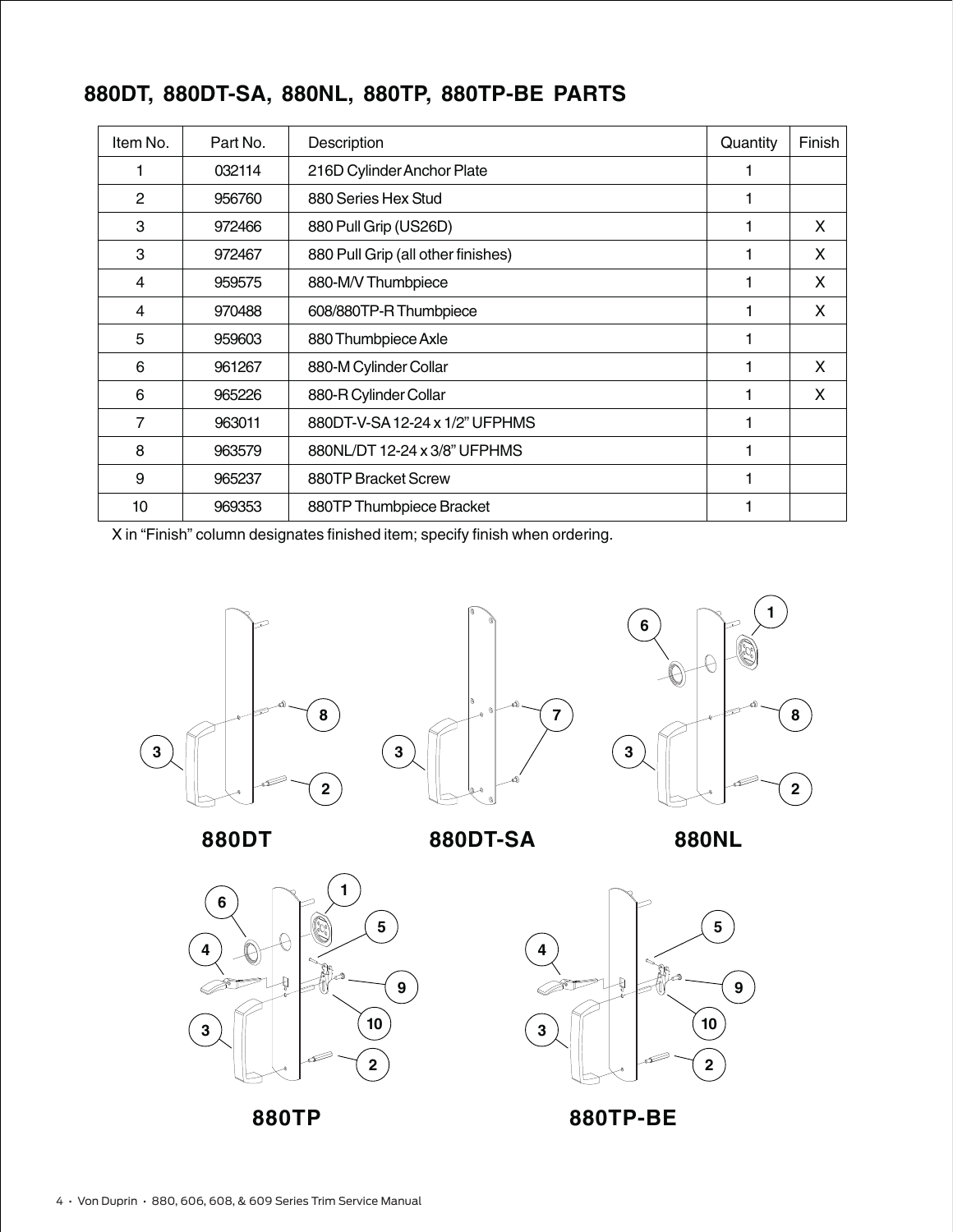## 880DT, 880DT-SA, 880NL, 880TP, 880TP-BE PARTS

| Item No. | Part No. | Description | Quantity | Finish |
|---|---|---|---|---|
| 1 | 032114 | 216D Cylinder Anchor Plate | 1 | |
| 2 | 956760 | 880 Series Hex Stud | 1 | |
| 3 | 972466 | 880 Pull Grip (US26D) | 1 | X |
| 3 | 972467 | 880 Pull Grip (all other finishes) | 1 | X |
| 4 | 959575 | 880-M/V Thumbpiece | 1 | X |
| 4 | 970488 | 608/880TP-R Thumbpiece | 1 | X |
| 5 | 959603 | 880 Thumbpiece Axle | 1 | |
| 6 | 961267 | 880-M Cylinder Collar | 1 | X |
| 6 | 965226 | 880-R Cylinder Collar | 1 | X |
| 7 | 963011 | 880DT-V-SA 12-24 x 1/2" UFPHMS | 1 | |
| 8 | 963579 | 880NL/DT 12-24 x 3/8" UFPHMS | 1 | |
| 9 | 965237 | 880TP Bracket Screw | 1 | |
| 10 | 969353 | 880TP Thumbpiece Bracket | 1 | |

X in "Finish" column designates finished item; specify finish when ordering.

**880DT**

**880DT-SA**

**880NL**

**880TP**

**880TP-BE**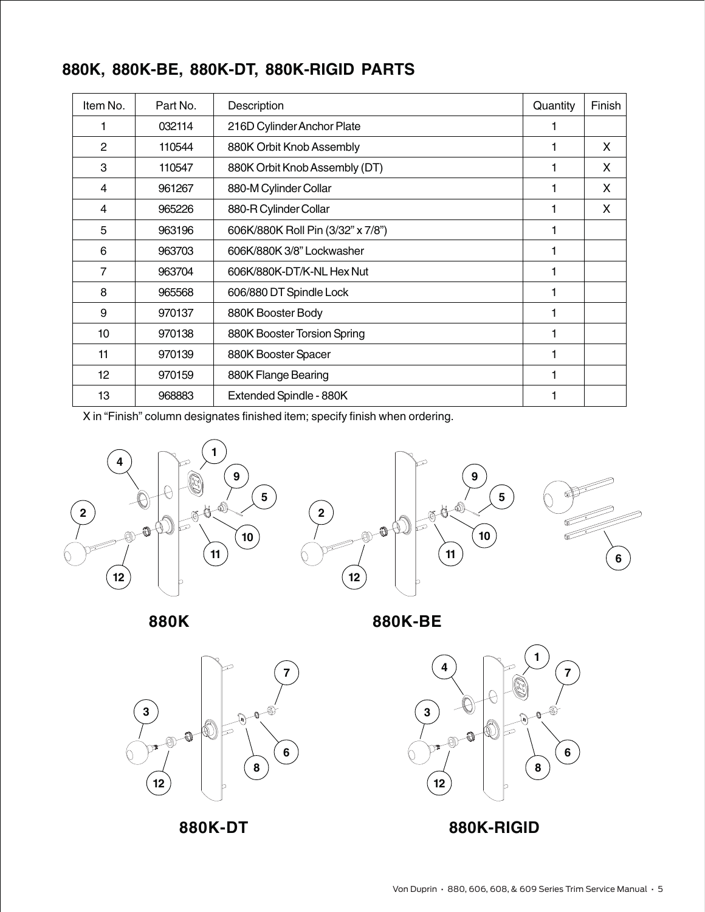## 880K, 880K-BE, 880K-DT, 880K-RIGID PARTS

| Item No. | Part No. | Description | Quantity | Finish |
|---|---|---|---|---|
| 1 | 032114 | 216D Cylinder Anchor Plate | 1 | |
| 2 | 110544 | 880K Orbit Knob Assembly | 1 | X |
| 3 | 110547 | 880K Orbit Knob Assembly (DT) | 1 | X |
| 4 | 961267 | 880-M Cylinder Collar | 1 | X |
| 4 | 965226 | 880-R Cylinder Collar | 1 | X |
| 5 | 963196 | 606K/880K Roll Pin (3/32” x 7/8”) | 1 | |
| 6 | 963703 | 606K/880K 3/8” Lockwasher | 1 | |
| 7 | 963704 | 606K/880K-DT/K-NL Hex Nut | 1 | |
| 8 | 965568 | 606/880 DT Spindle Lock | 1 | |
| 9 | 970137 | 880K Booster Body | 1 | |
| 10 | 970138 | 880K Booster Torsion Spring | 1 | |
| 11 | 970139 | 880K Booster Spacer | 1 | |
| 12 | 970159 | 880K Flange Bearing | 1 | |
| 13 | 968883 | Extended Spindle - 880K | 1 | |

X in “Finish” column designates finished item; specify finish when ordering.

**880K**

**880K-BE**

**880K-DT**

**880K-RIGID**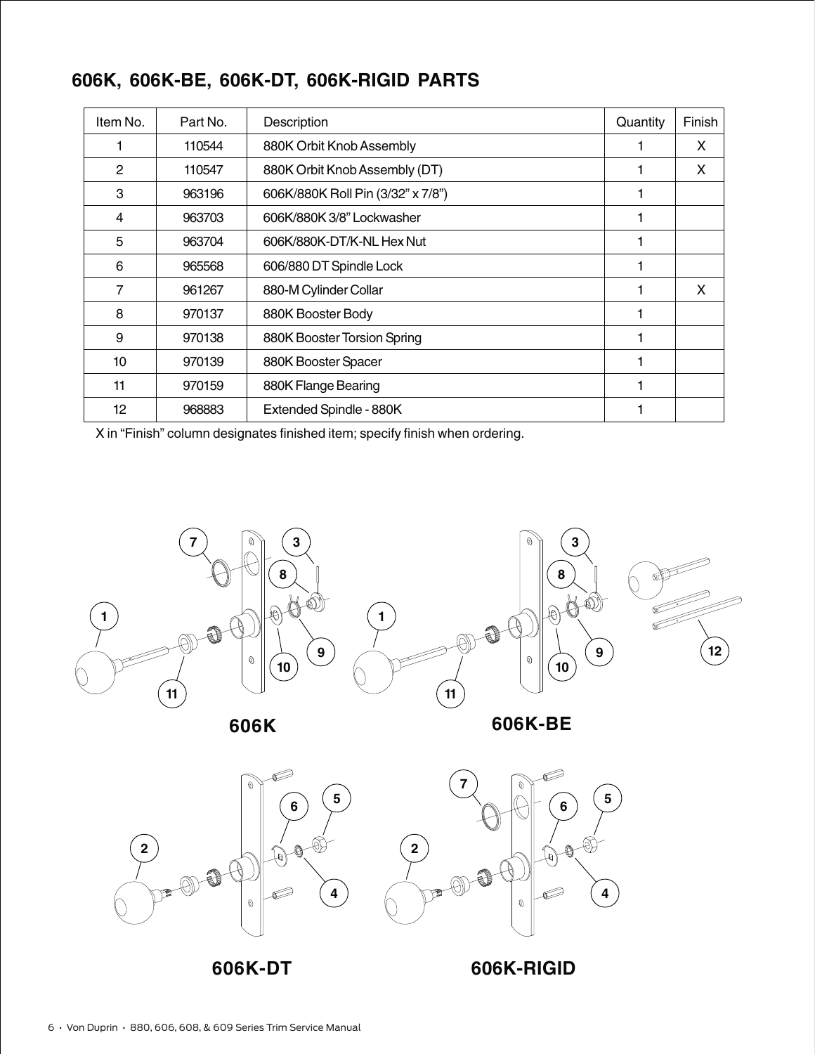## 606K, 606K-BE, 606K-DT, 606K-RIGID PARTS

| Item No. | Part No. | Description | Quantity | Finish |
|---|---|---|---|---|
| 1 | 110544 | 880K Orbit Knob Assembly | 1 | X |
| 2 | 110547 | 880K Orbit Knob Assembly (DT) | 1 | X |
| 3 | 963196 | 606K/880K Roll Pin (3/32" x 7/8") | 1 | |
| 4 | 963703 | 606K/880K 3/8" Lockwasher | 1 | |
| 5 | 963704 | 606K/880K-DT/K-NL Hex Nut | 1 | |
| 6 | 965568 | 606/880 DT Spindle Lock | 1 | |
| 7 | 961267 | 880-M Cylinder Collar | 1 | X |
| 8 | 970137 | 880K Booster Body | 1 | |
| 9 | 970138 | 880K Booster Torsion Spring | 1 | |
| 10 | 970139 | 880K Booster Spacer | 1 | |
| 11 | 970159 | 880K Flange Bearing | 1 | |
| 12 | 968883 | Extended Spindle - 880K | 1 | |

X in "Finish" column designates finished item; specify finish when ordering.

606K

606K-BE

606K-DT

606K-RIGID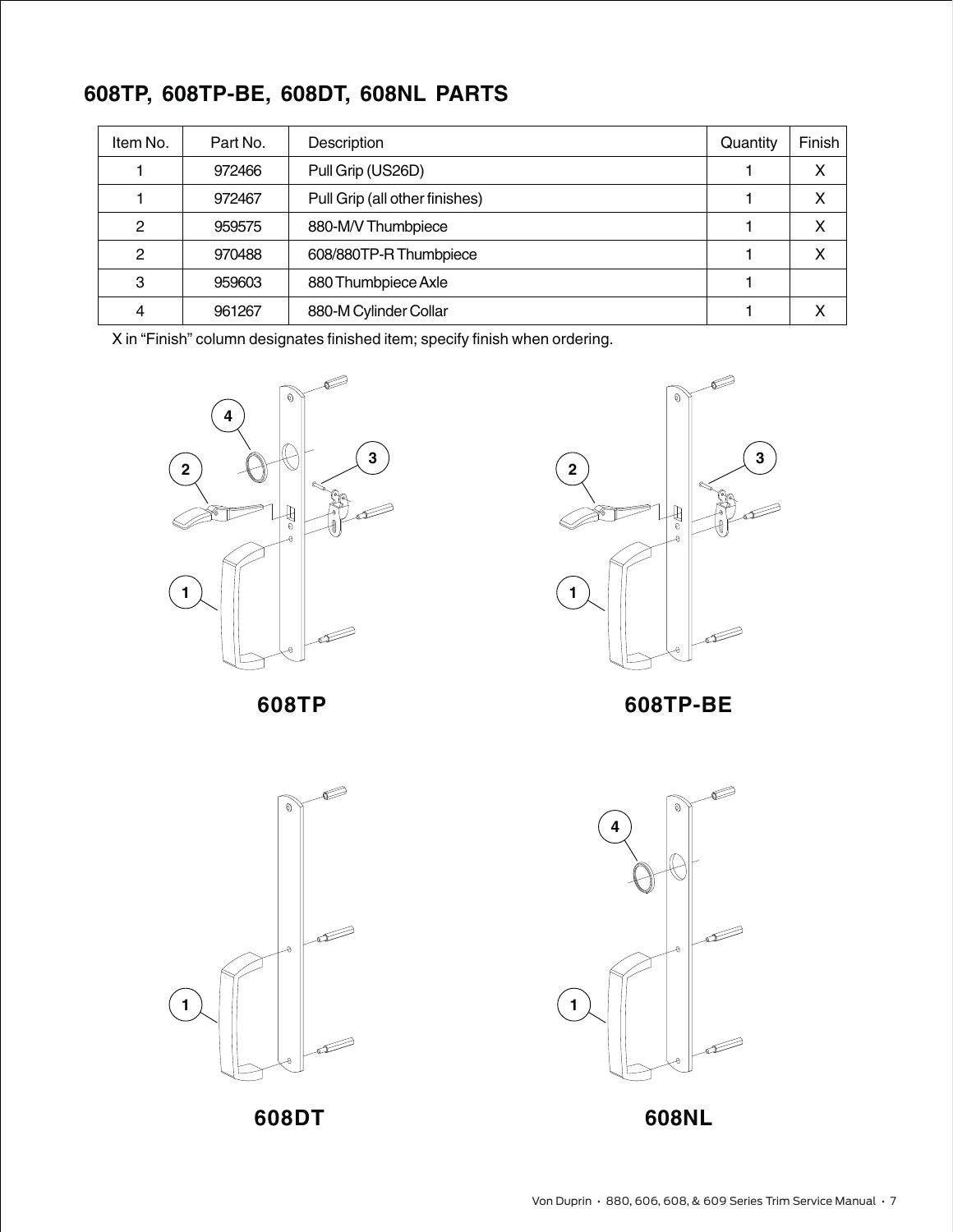## 608TP, 608TP-BE, 608DT, 608NL PARTS

| Item No. | Part No. | Description | Quantity | Finish |
|---|---|---|---|---|
| 1 | 972466 | Pull Grip (US26D) | 1 | X |
| 1 | 972467 | Pull Grip (all other finishes) | 1 | X |
| 2 | 959575 | 880-M/V Thumbpiece | 1 | X |
| 2 | 970488 | 608/880TP-R Thumbpiece | 1 | X |
| 3 | 959603 | 880 Thumbpiece Axle | 1 | |
| 4 | 961267 | 880-M Cylinder Collar | 1 | X |

X in "Finish" column designates finished item; specify finish when ordering.

**608TP**

**608TP-BE**

**608DT**

**608NL**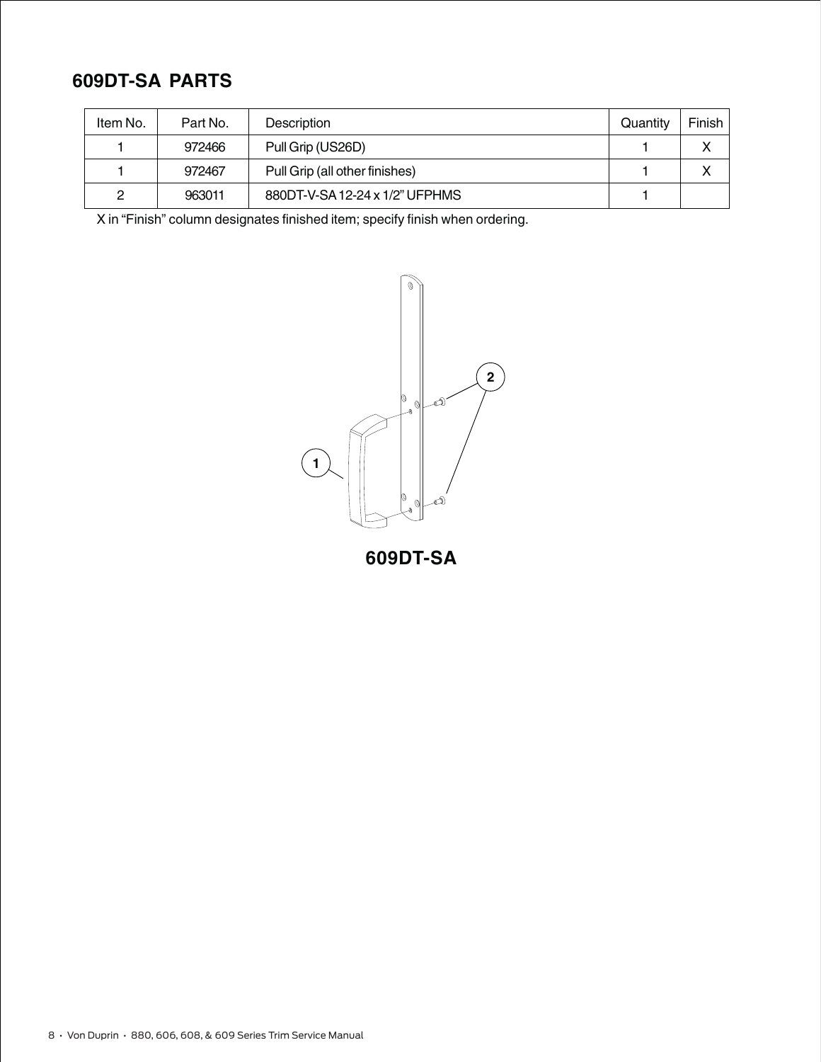## 609DT-SA PARTS

| Item No. | Part No. | Description | Quantity | Finish |
|---|---|---|---|---|
| 1 | 972466 | Pull Grip (US26D) | 1 | X |
| 1 | 972467 | Pull Grip (all other finishes) | 1 | X |
| 2 | 963011 | 880DT-V-SA 12-24 x 1/2" UFPHMS | 1 | |

X in "Finish" column designates finished item; specify finish when ordering.

**609DT-SA**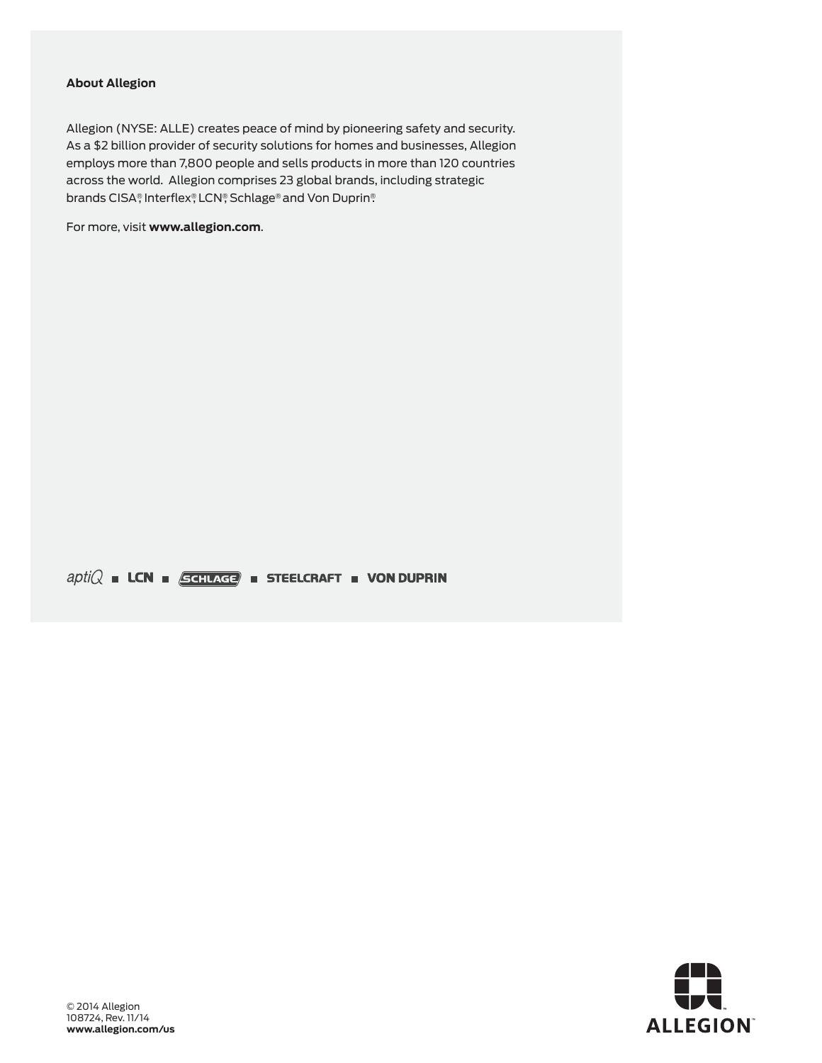**About Allegion**

Allegion (NYSE: ALLE) creates peace of mind by pioneering safety and security. As a $2 billion provider of security solutions for homes and businesses, Allegion employs more than 7,800 people and sells products in more than 120 countries across the world. Allegion comprises 23 global brands, including strategic brands CISA®, Interflex®, LCN®, Schlage® and Von Duprin®.

For more, visit **www.allegion.com**.

aptiQ ■ LCN ■ SCHLAGE ■ STEELCRAFT ■ VON DUPRIN

© 2014 Allegion
108724, Rev. 11/14
**www.allegion.com/us**

ALLEGION™